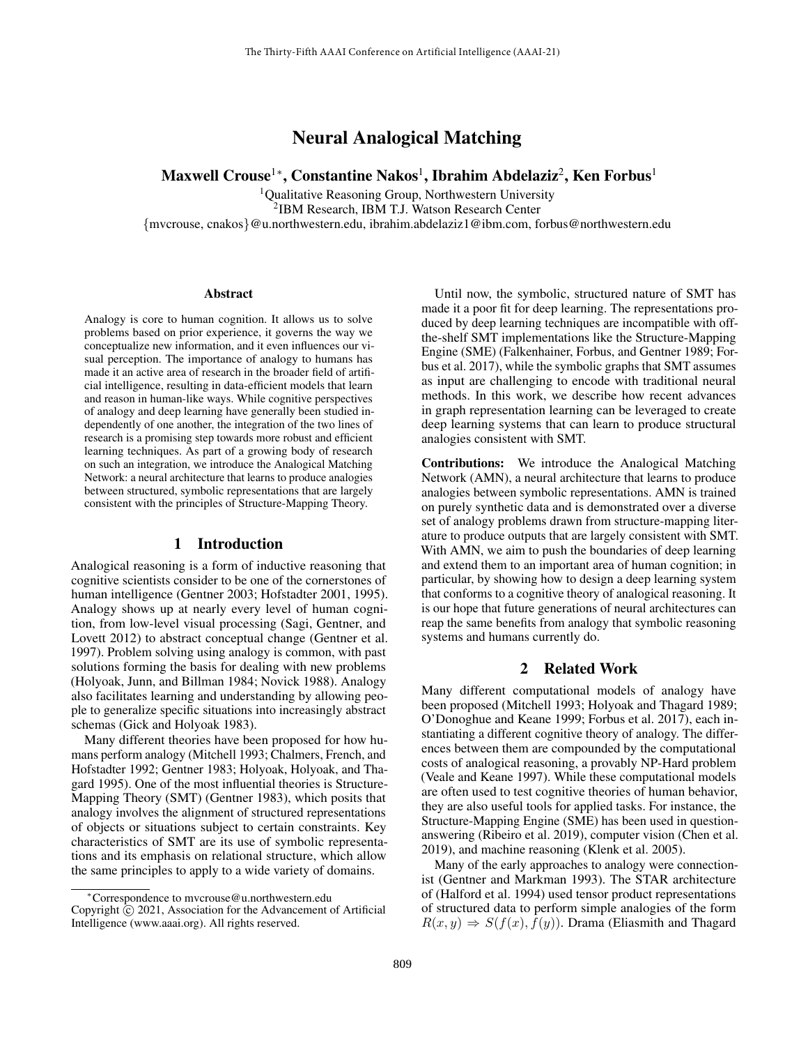# Neural Analogical Matching

**Maxwell Crouse[1]*, Constantine Nakos[1], Ibrahim Abdelaziz[2], Ken Forbus[1]**

[1]Qualitative Reasoning Group, Northwestern University
[2]IBM Research, IBM T.J. Watson Research Center
{mvcrouse, cnakos}@u.northwestern.edu, ibrahim.abdelaziz1@ibm.com, forbus@northwestern.edu

## Abstract

Analogy is core to human cognition. It allows us to solve problems based on prior experience, it governs the way we conceptualize new information, and it even influences our visual perception. The importance of analogy to humans has made it an active area of research in the broader field of artificial intelligence, resulting in data-efficient models that learn and reason in human-like ways. While cognitive perspectives of analogy and deep learning have generally been studied independently of one another, the integration of the two lines of research is a promising step towards more robust and efficient learning techniques. As part of a growing body of research on such an integration, we introduce the Analogical Matching Network: a neural architecture that learns to produce analogies between structured, symbolic representations that are largely consistent with the principles of Structure-Mapping Theory.

## 1 Introduction

Analogical reasoning is a form of inductive reasoning that cognitive scientists consider to be one of the cornerstones of human intelligence (Gentner 2003; Hofstadter 2001, 1995). Analogy shows up at nearly every level of human cognition, from low-level visual processing (Sagi, Gentner, and Lovett 2012) to abstract conceptual change (Gentner et al. 1997). Problem solving using analogy is common, with past solutions forming the basis for dealing with new problems (Holyoak, Junn, and Billman 1984; Novick 1988). Analogy also facilitates learning and understanding by allowing people to generalize specific situations into increasingly abstract schemas (Gick and Holyoak 1983).

Many different theories have been proposed for how humans perform analogy (Mitchell 1993; Chalmers, French, and Hofstadter 1992; Gentner 1983; Holyoak, Holyoak, and Thagard 1995). One of the most influential theories is Structure-Mapping Theory (SMT) (Gentner 1983), which posits that analogy involves the alignment of structured representations of objects or situations subject to certain constraints. Key characteristics of SMT are its use of symbolic representations and its emphasis on relational structure, which allow the same principles to apply to a wide variety of domains.

Until now, the symbolic, structured nature of SMT has made it a poor fit for deep learning. The representations produced by deep learning techniques are incompatible with off-the-shelf SMT implementations like the Structure-Mapping Engine (SME) (Falkenhainer, Forbus, and Gentner 1989; Forbus et al. 2017), while the symbolic graphs that SMT assumes as input are challenging to encode with traditional neural methods. In this work, we describe how recent advances in graph representation learning can be leveraged to create deep learning systems that can learn to produce structural analogies consistent with SMT.

**Contributions:** We introduce the Analogical Matching Network (AMN), a neural architecture that learns to produce analogies between symbolic representations. AMN is trained on purely synthetic data and is demonstrated over a diverse set of analogy problems drawn from structure-mapping literature to produce outputs that are largely consistent with SMT. With AMN, we aim to push the boundaries of deep learning and extend them to an important area of human cognition; in particular, by showing how to design a deep learning system that conforms to a cognitive theory of analogical reasoning. It is our hope that future generations of neural architectures can reap the same benefits from analogy that symbolic reasoning systems and humans currently do.

## 2 Related Work

Many different computational models of analogy have been proposed (Mitchell 1993; Holyoak and Thagard 1989; O'Donoghue and Keane 1999; Forbus et al. 2017), each instantiating a different cognitive theory of analogy. The differences between them are compounded by the computational costs of analogical reasoning, a provably NP-Hard problem (Veale and Keane 1997). While these computational models are often used to test cognitive theories of human behavior, they are also useful tools for applied tasks. For instance, the Structure-Mapping Engine (SME) has been used in question-answering (Ribeiro et al. 2019), computer vision (Chen et al. 2019), and machine reasoning (Klenk et al. 2005).

Many of the early approaches to analogy were connectionist (Gentner and Markman 1993). The STAR architecture of (Halford et al. 1994) used tensor product representations of structured data to perform simple analogies of the form $R(x, y) \Rightarrow S(f(x), f(y))$. Drama (Eliasmith and Thagard

*Correspondence to mvcrouse@u.northwestern.edu
Copyright © 2021, Association for the Advancement of Artificial Intelligence (www.aaai.org). All rights reserved.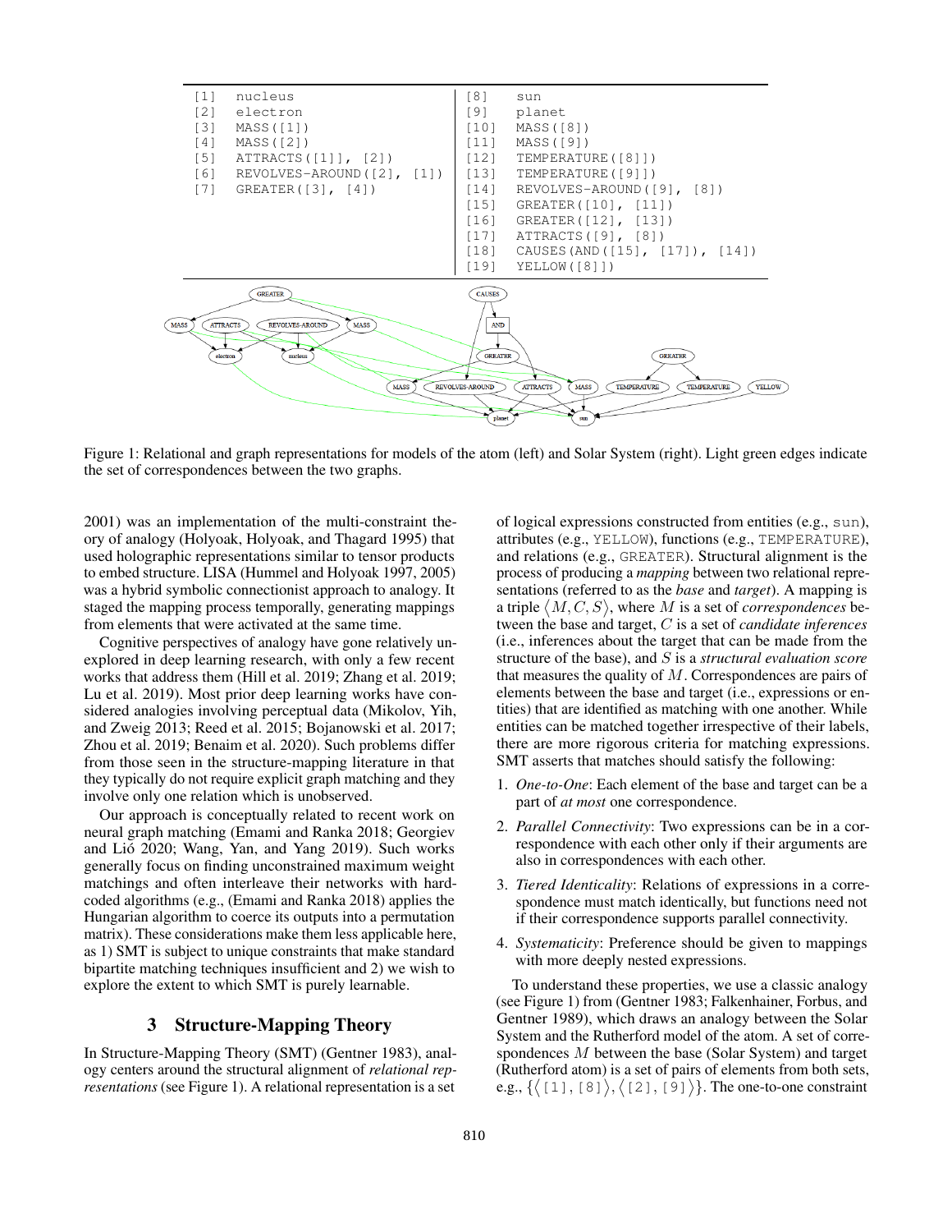```
[1]  nucleus                           [8]   sun
[2]  electron                          [9]   planet
[3]  MASS([1])                         [10]  MASS([8])
[4]  MASS([2])                         [11]  MASS([9])
[5]  ATTRACTS([1]], [2])               [12]  TEMPERATURE([8]])
[6]  REVOLVES-AROUND([2], [1])         [13]  TEMPERATURE([9]])
[7]  GREATER([3], [4])                 [14]  REVOLVES-AROUND([9], [8])
                                       [15]  GREATER([10], [11])
                                       [16]  GREATER([12], [13])
                                       [17]  ATTRACTS([9], [8])
                                       [18]  CAUSES(AND([15], [17]), [14])
                                       [19]  YELLOW([8]])
```

Figure 1: Relational and graph representations for models of the atom (left) and Solar System (right). Light green edges indicate the set of correspondences between the two graphs.

2001) was an implementation of the multi-constraint theory of analogy (Holyoak, Holyoak, and Thagard 1995) that used holographic representations similar to tensor products to embed structure. LISA (Hummel and Holyoak 1997, 2005) was a hybrid symbolic connectionist approach to analogy. It staged the mapping process temporally, generating mappings from elements that were activated at the same time.

Cognitive perspectives of analogy have gone relatively unexplored in deep learning research, with only a few recent works that address them (Hill et al. 2019; Zhang et al. 2019; Lu et al. 2019). Most prior deep learning works have considered analogies involving perceptual data (Mikolov, Yih, and Zweig 2013; Reed et al. 2015; Bojanowski et al. 2017; Zhou et al. 2019; Benaim et al. 2020). Such problems differ from those seen in the structure-mapping literature in that they typically do not require explicit graph matching and they involve only one relation which is unobserved.

Our approach is conceptually related to recent work on neural graph matching (Emami and Ranka 2018; Georgiev and Lió 2020; Wang, Yan, and Yang 2019). Such works generally focus on finding unconstrained maximum weight matchings and often interleave their networks with hard-coded algorithms (e.g., (Emami and Ranka 2018) applies the Hungarian algorithm to coerce its outputs into a permutation matrix). These considerations make them less applicable here, as 1) SMT is subject to unique constraints that make standard bipartite matching techniques insufficient and 2) we wish to explore the extent to which SMT is purely learnable.

## 3 Structure-Mapping Theory

In Structure-Mapping Theory (SMT) (Gentner 1983), analogy centers around the structural alignment of *relational representations* (see Figure 1). A relational representation is a set of logical expressions constructed from entities (e.g., sun), attributes (e.g., YELLOW), functions (e.g., TEMPERATURE), and relations (e.g., GREATER). Structural alignment is the process of producing a *mapping* between two relational representations (referred to as the *base* and *target*). A mapping is a triple $\langle M, C, S \rangle$, where $M$ is a set of *correspondences* between the base and target, $C$ is a set of *candidate inferences* (i.e., inferences about the target that can be made from the structure of the base), and $S$ is a *structural evaluation score* that measures the quality of $M$. Correspondences are pairs of elements between the base and target (i.e., expressions or entities) that are identified as matching with one another. While entities can be matched together irrespective of their labels, there are more rigorous criteria for matching expressions. SMT asserts that matches should satisfy the following:

1. *One-to-One*: Each element of the base and target can be a part of *at most* one correspondence.
2. *Parallel Connectivity*: Two expressions can be in a correspondence with each other only if their arguments are also in correspondences with each other.
3. *Tiered Identicality*: Relations of expressions in a correspondence must match identically, but functions need not if their correspondence supports parallel connectivity.
4. *Systematicity*: Preference should be given to mappings with more deeply nested expressions.

To understand these properties, we use a classic analogy (see Figure 1) from (Gentner 1983; Falkenhainer, Forbus, and Gentner 1989), which draws an analogy between the Solar System and the Rutherford model of the atom. A set of correspondences $M$ between the base (Solar System) and target (Rutherford atom) is a set of pairs of elements from both sets, e.g., $\{\langle$[1], [8]$\rangle, \langle$[2], [9]$\rangle\}$. The one-to-one constraint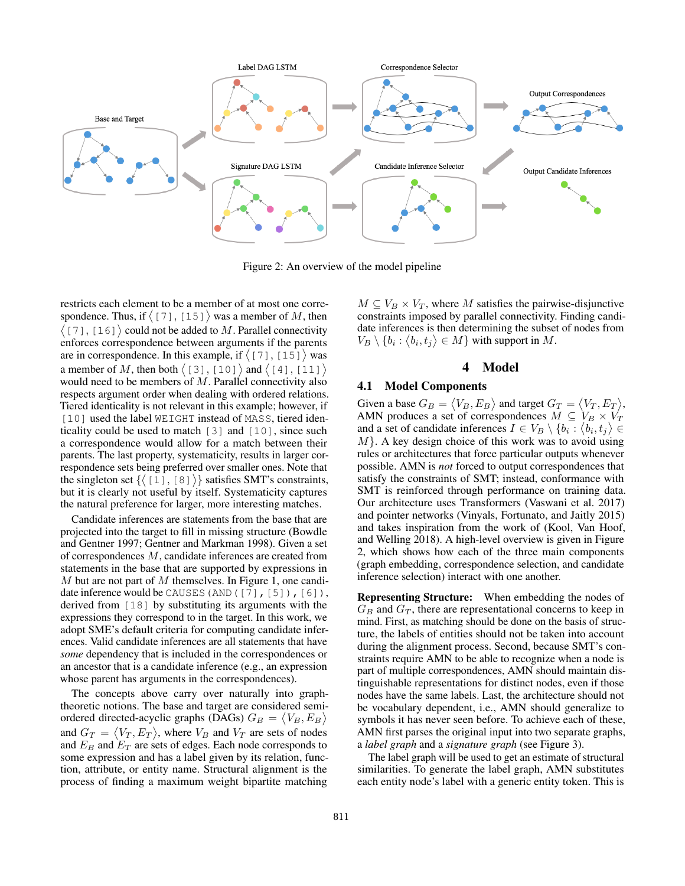Figure 2: An overview of the model pipeline

restricts each element to be a member of at most one correspondence. Thus, if $\langle$ [7], [15] $\rangle$ was a member of $M$, then $\langle$ [7], [16] $\rangle$ could not be added to $M$. Parallel connectivity enforces correspondence between arguments if the parents are in correspondence. In this example, if $\langle$ [7], [15] $\rangle$ was a member of $M$, then both $\langle$ [3], [10] $\rangle$ and $\langle$ [4], [11] $\rangle$ would need to be members of $M$. Parallel connectivity also respects argument order when dealing with ordered relations. Tiered identicality is not relevant in this example; however, if [10] used the label WEIGHT instead of MASS, tiered identicality could be used to match [3] and [10], since such a correspondence would allow for a match between their parents. The last property, systematicity, results in larger correspondence sets being preferred over smaller ones. Note that the singleton set $\{\langle$ [1], [8] $\rangle\}$ satisfies SMT's constraints, but it is clearly not useful by itself. Systematicity captures the natural preference for larger, more interesting matches.

Candidate inferences are statements from the base that are projected into the target to fill in missing structure (Bowdle and Gentner 1997; Gentner and Markman 1998). Given a set of correspondences $M$, candidate inferences are created from statements in the base that are supported by expressions in $M$ but are not part of $M$ themselves. In Figure 1, one candidate inference would be CAUSES(AND([7],[5]),[6]), derived from [18] by substituting its arguments with the expressions they correspond to in the target. In this work, we adopt SME's default criteria for computing candidate inferences. Valid candidate inferences are all statements that have *some* dependency that is included in the correspondences or an ancestor that is a candidate inference (e.g., an expression whose parent has arguments in the correspondences).

The concepts above carry over naturally into graph-theoretic notions. The base and target are considered semi-ordered directed-acyclic graphs (DAGs) $G_B = \langle V_B, E_B \rangle$ and $G_T = \langle V_T, E_T \rangle$, where $V_B$ and $V_T$ are sets of nodes and $E_B$ and $E_T$ are sets of edges. Each node corresponds to some expression and has a label given by its relation, function, attribute, or entity name. Structural alignment is the process of finding a maximum weight bipartite matching $M \subseteq V_B \times V_T$, where $M$ satisfies the pairwise-disjunctive constraints imposed by parallel connectivity. Finding candidate inferences is then determining the subset of nodes from $V_B \setminus \{b_i : \langle b_i, t_j \rangle \in M\}$ with support in $M$.

# 4 Model

## 4.1 Model Components

Given a base $G_B = \langle V_B, E_B \rangle$ and target $G_T = \langle V_T, E_T \rangle$, AMN produces a set of correspondences $M \subseteq V_B \times V_T$ and a set of candidate inferences $I \in V_B \setminus \{b_i : \langle b_i, t_j \rangle \in M\}$. A key design choice of this work was to avoid using rules or architectures that force particular outputs whenever possible. AMN is *not* forced to output correspondences that satisfy the constraints of SMT; instead, conformance with SMT is reinforced through performance on training data. Our architecture uses Transformers (Vaswani et al. 2017) and pointer networks (Vinyals, Fortunato, and Jaitly 2015) and takes inspiration from the work of (Kool, Van Hoof, and Welling 2018). A high-level overview is given in Figure 2, which shows how each of the three main components (graph embedding, correspondence selection, and candidate inference selection) interact with one another.

**Representing Structure:** When embedding the nodes of $G_B$ and $G_T$, there are representational concerns to keep in mind. First, as matching should be done on the basis of structure, the labels of entities should not be taken into account during the alignment process. Second, because SMT's constraints require AMN to be able to recognize when a node is part of multiple correspondences, AMN should maintain distinguishable representations for distinct nodes, even if those nodes have the same labels. Last, the architecture should not be vocabulary dependent, i.e., AMN should generalize to symbols it has never seen before. To achieve each of these, AMN first parses the original input into two separate graphs, a *label graph* and a *signature graph* (see Figure 3).

The label graph will be used to get an estimate of structural similarities. To generate the label graph, AMN substitutes each entity node's label with a generic entity token. This is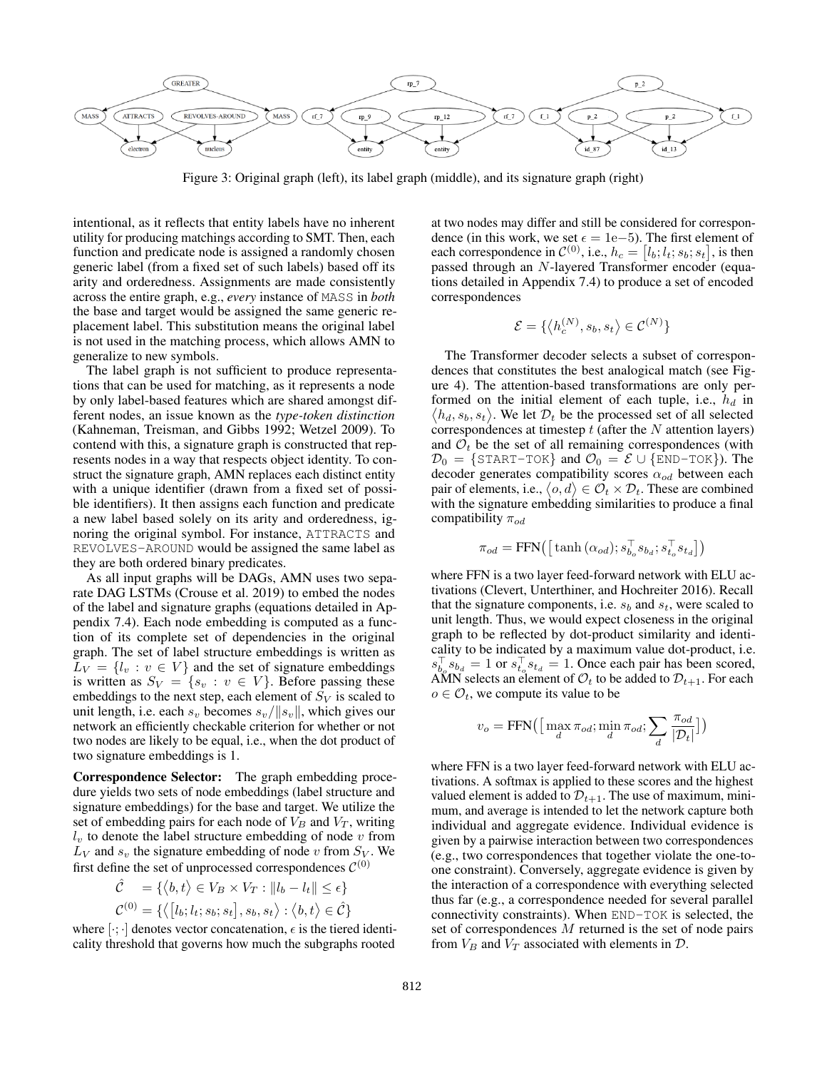Figure 3: Original graph (left), its label graph (middle), and its signature graph (right)

intentional, as it reflects that entity labels have no inherent utility for producing matchings according to SMT. Then, each function and predicate node is assigned a randomly chosen generic label (from a fixed set of such labels) based off its arity and orderedness. Assignments are made consistently across the entire graph, e.g., *every* instance of MASS in *both* the base and target would be assigned the same generic replacement label. This substitution means the original label is not used in the matching process, which allows AMN to generalize to new symbols.

The label graph is not sufficient to produce representations that can be used for matching, as it represents a node by only label-based features which are shared amongst different nodes, an issue known as the *type-token distinction* (Kahneman, Treisman, and Gibbs 1992; Wetzel 2009). To contend with this, a signature graph is constructed that represents nodes in a way that respects object identity. To construct the signature graph, AMN replaces each distinct entity with a unique identifier (drawn from a fixed set of possible identifiers). It then assigns each function and predicate a new label based solely on its arity and orderedness, ignoring the original symbol. For instance, ATTRACTS and REVOLVES-AROUND would be assigned the same label as they are both ordered binary predicates.

As all input graphs will be DAGs, AMN uses two separate DAG LSTMs (Crouse et al. 2019) to embed the nodes of the label and signature graphs (equations detailed in Appendix 7.4). Each node embedding is computed as a function of its complete set of dependencies in the original graph. The set of label structure embeddings is written as $L_V = \{l_v : v \in V\}$ and the set of signature embeddings is written as $S_V = \{s_v : v \in V\}$. Before passing these embeddings to the next step, each element of $S_V$ is scaled to unit length, i.e. each $s_v$ becomes $s_v/\|s_v\|$, which gives our network an efficiently checkable criterion for whether or not two nodes are likely to be equal, i.e., when the dot product of two signature embeddings is 1.

**Correspondence Selector:** The graph embedding procedure yields two sets of node embeddings (label structure and signature embeddings) for the base and target. We utilize the set of embedding pairs for each node of $V_B$ and $V_T$, writing $l_v$ to denote the label structure embedding of node $v$ from $L_V$ and $s_v$ the signature embedding of node $v$ from $S_V$. We first define the set of unprocessed correspondences $\mathcal{C}^{(0)}$

$$\hat{\mathcal{C}} \quad = \{\langle b, t\rangle \in V_B \times V_T : \|l_b - l_t\| \leq \epsilon\}$$

$$\mathcal{C}^{(0)} = \{\langle [l_b; l_t; s_b; s_t], s_b, s_t\rangle : \langle b, t\rangle \in \hat{\mathcal{C}}\}$$

where $[\cdot;\cdot]$ denotes vector concatenation, $\epsilon$ is the tiered identicality threshold that governs how much the subgraphs rooted at two nodes may differ and still be considered for correspondence (in this work, we set $\epsilon = 1\text{e}{-5}$). The first element of each correspondence in $\mathcal{C}^{(0)}$, i.e., $h_c = [l_b; l_t; s_b; s_t]$, is then passed through an $N$-layered Transformer encoder (equations detailed in Appendix 7.4) to produce a set of encoded correspondences

$$\mathcal{E} = \{\langle h_c^{(N)}, s_b, s_t\rangle \in \mathcal{C}^{(N)}\}$$

The Transformer decoder selects a subset of correspondences that constitutes the best analogical match (see Figure 4). The attention-based transformations are only performed on the initial element of each tuple, i.e., $h_d$ in $\langle h_d, s_b, s_t\rangle$. We let $\mathcal{D}_t$ be the processed set of all selected correspondences at timestep $t$ (after the $N$ attention layers) and $\mathcal{O}_t$ be the set of all remaining correspondences (with $\mathcal{D}_0 = \{\text{START-TOK}\}$ and $\mathcal{O}_0 = \mathcal{E} \cup \{\text{END-TOK}\}$). The decoder generates compatibility scores $\alpha_{od}$ between each pair of elements, i.e., $\langle o, d\rangle \in \mathcal{O}_t \times \mathcal{D}_t$. These are combined with the signature embedding similarities to produce a final compatibility $\pi_{od}$

$$\pi_{od} = \text{FFN}\big(\big[\tanh(\alpha_{od}); s_{b_o}^\top s_{b_d}; s_{t_o}^\top s_{t_d}\big]\big)$$

where FFN is a two layer feed-forward network with ELU activations (Clevert, Unterthiner, and Hochreiter 2016). Recall that the signature components, i.e. $s_b$ and $s_t$, were scaled to unit length. Thus, we would expect closeness in the original graph to be reflected by dot-product similarity and identicality to be indicated by a maximum value dot-product, i.e. $s_{b_o}^\top s_{b_d} = 1$ or $s_{t_o}^\top s_{t_d} = 1$. Once each pair has been scored, AMN selects an element of $\mathcal{O}_t$ to be added to $\mathcal{D}_{t+1}$. For each $o \in \mathcal{O}_t$, we compute its value to be

$$v_o = \text{FFN}\big(\big[\max_d \pi_{od}; \min_d \pi_{od}; \sum_d \frac{\pi_{od}}{|\mathcal{D}_t|}\big]\big)$$

where FFN is a two layer feed-forward network with ELU activations. A softmax is applied to these scores and the highest valued element is added to $\mathcal{D}_{t+1}$. The use of maximum, minimum, and average is intended to let the network capture both individual and aggregate evidence. Individual evidence is given by a pairwise interaction between two correspondences (e.g., two correspondences that together violate the one-to-one constraint). Conversely, aggregate evidence is given by the interaction of a correspondence with everything selected thus far (e.g., a correspondence needed for several parallel connectivity constraints). When END-TOK is selected, the set of correspondences $M$ returned is the set of node pairs from $V_B$ and $V_T$ associated with elements in $\mathcal{D}$.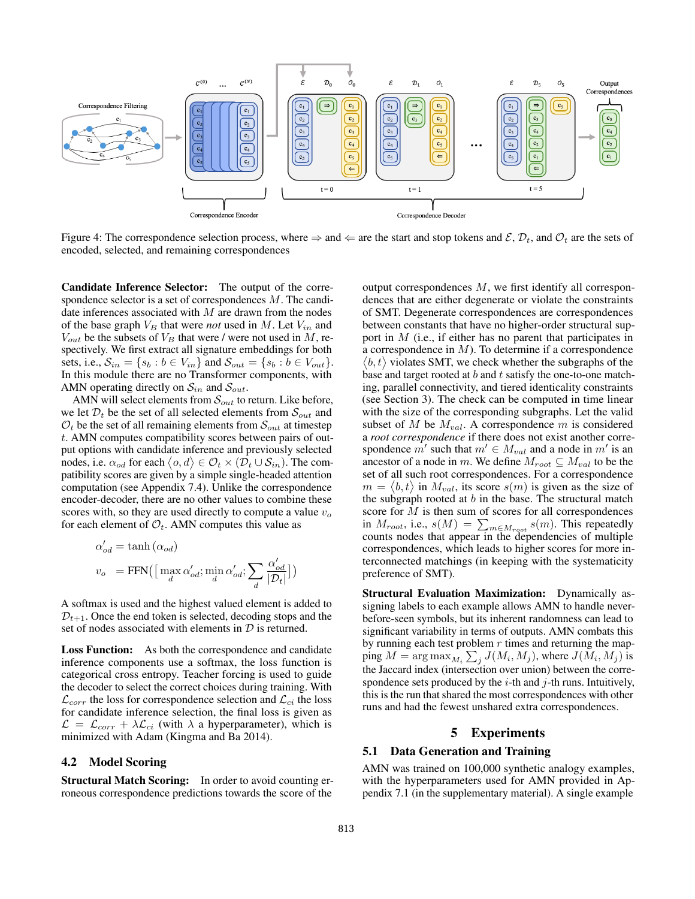Figure 4: The correspondence selection process, where ⇒ and ⇐ are the start and stop tokens and $\mathcal{E}$, $\mathcal{D}_t$, and $\mathcal{O}_t$ are the sets of encoded, selected, and remaining correspondences

**Candidate Inference Selector:** The output of the correspondence selector is a set of correspondences $M$. The candidate inferences associated with $M$ are drawn from the nodes of the base graph $V_B$ that were *not* used in $M$. Let $V_{in}$ and $V_{out}$ be the subsets of $V_B$ that were / were not used in $M$, respectively. We first extract all signature embeddings for both sets, i.e., $\mathcal{S}_{in} = \{s_b : b \in V_{in}\}$ and $\mathcal{S}_{out} = \{s_b : b \in V_{out}\}$. In this module there are no Transformer components, with AMN operating directly on $\mathcal{S}_{in}$ and $\mathcal{S}_{out}$.

AMN will select elements from $\mathcal{S}_{out}$ to return. Like before, we let $\mathcal{D}_t$ be the set of all selected elements from $\mathcal{S}_{out}$ and $\mathcal{O}_t$ be the set of all remaining elements from $\mathcal{S}_{out}$ at timestep $t$. AMN computes compatibility scores between pairs of output options with candidate inference and previously selected nodes, i.e. $\alpha_{od}$ for each $\langle o, d \rangle \in \mathcal{O}_t \times (\mathcal{D}_t \cup \mathcal{S}_{in})$. The compatibility scores are given by a simple single-headed attention computation (see Appendix 7.4). Unlike the correspondence encoder-decoder, there are no other values to combine these scores with, so they are used directly to compute a value $v_o$ for each element of $\mathcal{O}_t$. AMN computes this value as

$$
\begin{aligned}
\alpha'_{od} &= \tanh(\alpha_{od}) \\
v_o &= \text{FFN}\Big(\Big[\max_d \alpha'_{od}; \min_d \alpha'_{od}; \sum_d \frac{\alpha'_{od}}{|\mathcal{D}_t|}\Big]\Big)
\end{aligned}
$$

A softmax is used and the highest valued element is added to $\mathcal{D}_{t+1}$. Once the end token is selected, decoding stops and the set of nodes associated with elements in $\mathcal{D}$ is returned.

**Loss Function:** As both the correspondence and candidate inference components use a softmax, the loss function is categorical cross entropy. Teacher forcing is used to guide the decoder to select the correct choices during training. With $\mathcal{L}_{corr}$ the loss for correspondence selection and $\mathcal{L}_{ci}$ the loss for candidate inference selection, the final loss is given as $\mathcal{L} = \mathcal{L}_{corr} + \lambda \mathcal{L}_{ci}$ (with $\lambda$ a hyperparameter), which is minimized with Adam (Kingma and Ba 2014).

## 4.2 Model Scoring

**Structural Match Scoring:** In order to avoid counting erroneous correspondence predictions towards the score of the output correspondences $M$, we first identify all correspondences that are either degenerate or violate the constraints of SMT. Degenerate correspondences are correspondences between constants that have no higher-order structural support in $M$ (i.e., if either has no parent that participates in a correspondence in $M$). To determine if a correspondence $\langle b, t \rangle$ violates SMT, we check whether the subgraphs of the base and target rooted at $b$ and $t$ satisfy the one-to-one matching, parallel connectivity, and tiered identicality constraints (see Section 3). The check can be computed in time linear with the size of the corresponding subgraphs. Let the valid subset of $M$ be $M_{val}$. A correspondence $m$ is considered a *root correspondence* if there does not exist another correspondence $m'$ such that $m' \in M_{val}$ and a node in $m'$ is an ancestor of a node in $m$. We define $M_{root} \subseteq M_{val}$ to be the set of all such root correspondences. For a correspondence $m = \langle b, t \rangle$ in $M_{val}$, its score $s(m)$ is given as the size of the subgraph rooted at $b$ in the base. The structural match score for $M$ is then sum of scores for all correspondences in $M_{root}$, i.e., $s(M) = \sum_{m \in M_{root}} s(m)$. This repeatedly counts nodes that appear in the dependencies of multiple correspondences, which leads to higher scores for more interconnected matchings (in keeping with the systematicity preference of SMT).

**Structural Evaluation Maximization:** Dynamically assigning labels to each example allows AMN to handle never-before-seen symbols, but its inherent randomness can lead to significant variability in terms of outputs. AMN combats this by running each test problem $r$ times and returning the mapping $M = \arg\max_{M_i} \sum_j J(M_i, M_j)$, where $J(M_i, M_j)$ is the Jaccard index (intersection over union) between the correspondence sets produced by the $i$-th and $j$-th runs. Intuitively, this is the run that shared the most correspondences with other runs and had the fewest unshared extra correspondences.

# 5 Experiments

## 5.1 Data Generation and Training

AMN was trained on 100,000 synthetic analogy examples, with the hyperparameters used for AMN provided in Appendix 7.1 (in the supplementary material). A single example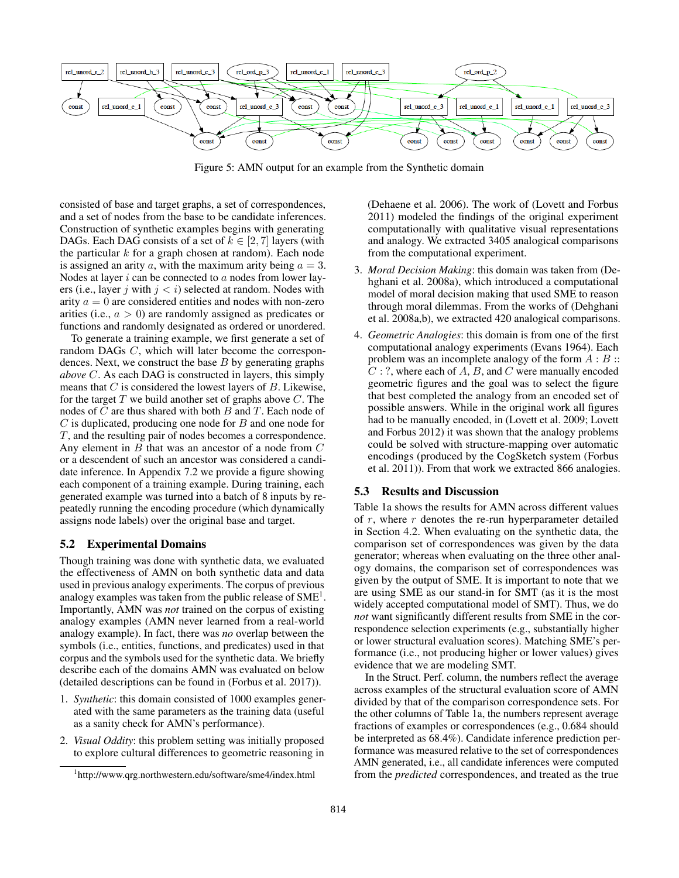Figure 5: AMN output for an example from the Synthetic domain

consisted of base and target graphs, a set of correspondences, and a set of nodes from the base to be candidate inferences. Construction of synthetic examples begins with generating DAGs. Each DAG consists of a set of $k \in [2, 7]$ layers (with the particular $k$ for a graph chosen at random). Each node is assigned an arity $a$, with the maximum arity being $a = 3$. Nodes at layer $i$ can be connected to $a$ nodes from lower layers (i.e., layer $j$ with $j < i$) selected at random. Nodes with arity $a = 0$ are considered entities and nodes with non-zero arities (i.e., $a > 0$) are randomly assigned as predicates or functions and randomly designated as ordered or unordered.

To generate a training example, we first generate a set of random DAGs $C$, which will later become the correspondences. Next, we construct the base $B$ by generating graphs *above* $C$. As each DAG is constructed in layers, this simply means that $C$ is considered the lowest layers of $B$. Likewise, for the target $T$ we build another set of graphs above $C$. The nodes of $C$ are thus shared with both $B$ and $T$. Each node of $C$ is duplicated, producing one node for $B$ and one node for $T$, and the resulting pair of nodes becomes a correspondence. Any element in $B$ that was an ancestor of a node from $C$ or a descendent of such an ancestor was considered a candidate inference. In Appendix 7.2 we provide a figure showing each component of a training example. During training, each generated example was turned into a batch of 8 inputs by repeatedly running the encoding procedure (which dynamically assigns node labels) over the original base and target.

## 5.2 Experimental Domains

Though training was done with synthetic data, we evaluated the effectiveness of AMN on both synthetic data and data used in previous analogy experiments. The corpus of previous analogy examples was taken from the public release of SME[1]. Importantly, AMN was *not* trained on the corpus of existing analogy examples (AMN never learned from a real-world analogy example). In fact, there was *no* overlap between the symbols (i.e., entities, functions, and predicates) used in that corpus and the symbols used for the synthetic data. We briefly describe each of the domains AMN was evaluated on below (detailed descriptions can be found in (Forbus et al. 2017)).

1. *Synthetic*: this domain consisted of 1000 examples generated with the same parameters as the training data (useful as a sanity check for AMN's performance).
2. *Visual Oddity*: this problem setting was initially proposed to explore cultural differences to geometric reasoning in (Dehaene et al. 2006). The work of (Lovett and Forbus 2011) modeled the findings of the original experiment computationally with qualitative visual representations and analogy. We extracted 3405 analogical comparisons from the computational experiment.
3. *Moral Decision Making*: this domain was taken from (Dehghani et al. 2008a), which introduced a computational model of moral decision making that used SME to reason through moral dilemmas. From the works of (Dehghani et al. 2008a,b), we extracted 420 analogical comparisons.
4. *Geometric Analogies*: this domain is from one of the first computational analogy experiments (Evans 1964). Each problem was an incomplete analogy of the form $A : B :: C : ?$, where each of $A$, $B$, and $C$ were manually encoded geometric figures and the goal was to select the figure that best completed the analogy from an encoded set of possible answers. While in the original work all figures had to be manually encoded, in (Lovett et al. 2009; Lovett and Forbus 2012) it was shown that the analogy problems could be solved with structure-mapping over automatic encodings (produced by the CogSketch system (Forbus et al. 2011)). From that work we extracted 866 analogies.

## 5.3 Results and Discussion

Table 1a shows the results for AMN across different values of $r$, where $r$ denotes the re-run hyperparameter detailed in Section 4.2. When evaluating on the synthetic data, the comparison set of correspondences was given by the data generator; whereas when evaluating on the three other analogy domains, the comparison set of correspondences was given by the output of SME. It is important to note that we are using SME as our stand-in for SMT (as it is the most widely accepted computational model of SMT). Thus, we do *not* want significantly different results from SME in the correspondence selection experiments (e.g., substantially higher or lower structural evaluation scores). Matching SME's performance (i.e., not producing higher or lower values) gives evidence that we are modeling SMT.

In the Struct. Perf. column, the numbers reflect the average across examples of the structural evaluation score of AMN divided by that of the comparison correspondence sets. For the other columns of Table 1a, the numbers represent average fractions of examples or correspondences (e.g., 0.684 should be interpreted as 68.4%). Candidate inference prediction performance was measured relative to the set of correspondences AMN generated, i.e., all candidate inferences were computed from the *predicted* correspondences, and treated as the true

[1] http://www.qrg.northwestern.edu/software/sme4/index.html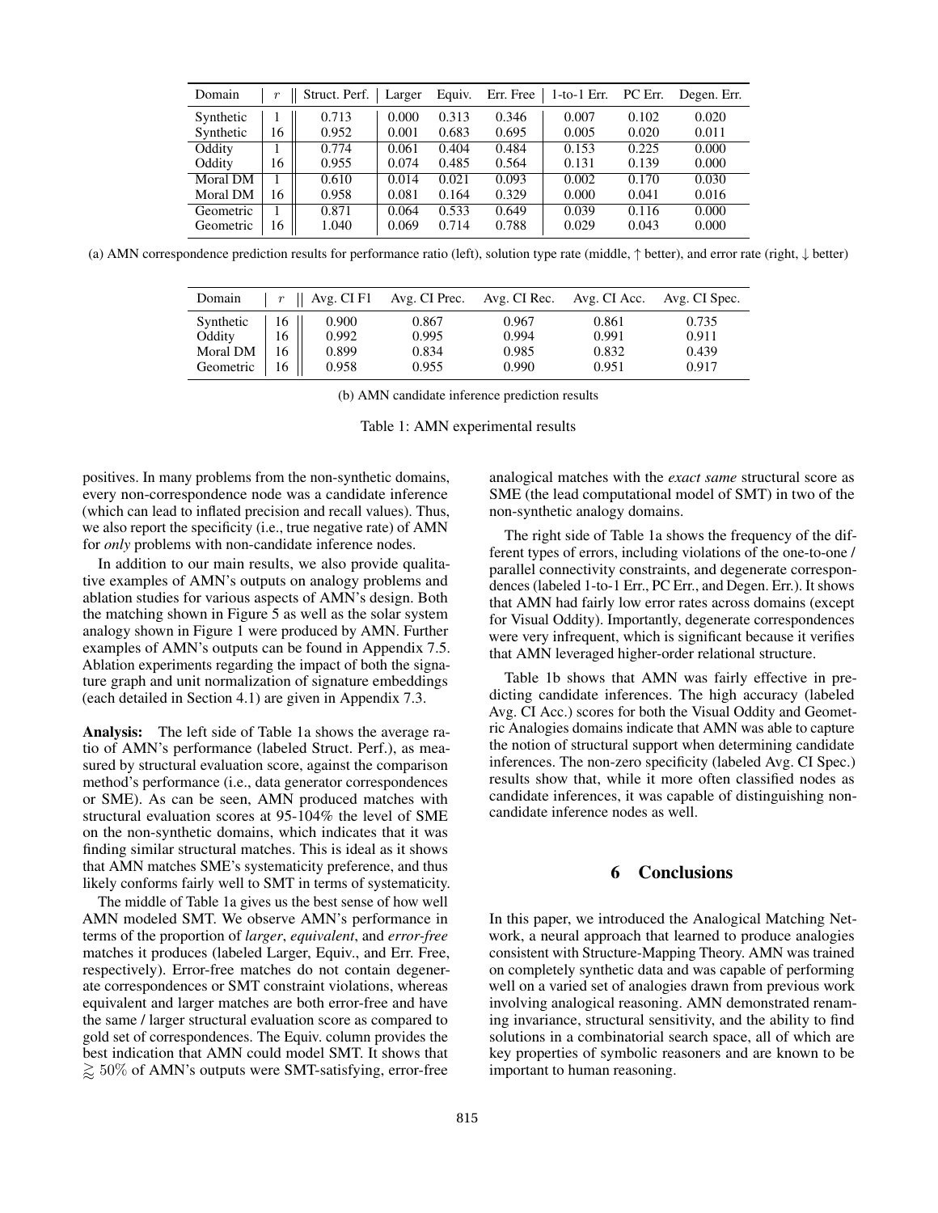| Domain | $r$ | Struct. Perf. | Larger | Equiv. | Err. Free | 1-to-1 Err. | PC Err. | Degen. Err. |
|---|---|---|---|---|---|---|---|---|
| Synthetic | 1 | 0.713 | 0.000 | 0.313 | 0.346 | 0.007 | 0.102 | 0.020 |
| Synthetic | 16 | 0.952 | 0.001 | 0.683 | 0.695 | 0.005 | 0.020 | 0.011 |
| Oddity | 1 | 0.774 | 0.061 | 0.404 | 0.484 | 0.153 | 0.225 | 0.000 |
| Oddity | 16 | 0.955 | 0.074 | 0.485 | 0.564 | 0.131 | 0.139 | 0.000 |
| Moral DM | 1 | 0.610 | 0.014 | 0.021 | 0.093 | 0.002 | 0.170 | 0.030 |
| Moral DM | 16 | 0.958 | 0.081 | 0.164 | 0.329 | 0.000 | 0.041 | 0.016 |
| Geometric | 1 | 0.871 | 0.064 | 0.533 | 0.649 | 0.039 | 0.116 | 0.000 |
| Geometric | 16 | 1.040 | 0.069 | 0.714 | 0.788 | 0.029 | 0.043 | 0.000 |

(a) AMN correspondence prediction results for performance ratio (left), solution type rate (middle, ↑ better), and error rate (right, ↓ better)

| Domain | $r$ | Avg. CI F1 | Avg. CI Prec. | Avg. CI Rec. | Avg. CI Acc. | Avg. CI Spec. |
|---|---|---|---|---|---|---|
| Synthetic | 16 | 0.900 | 0.867 | 0.967 | 0.861 | 0.735 |
| Oddity | 16 | 0.992 | 0.995 | 0.994 | 0.991 | 0.911 |
| Moral DM | 16 | 0.899 | 0.834 | 0.985 | 0.832 | 0.439 |
| Geometric | 16 | 0.958 | 0.955 | 0.990 | 0.951 | 0.917 |

(b) AMN candidate inference prediction results

Table 1: AMN experimental results

positives. In many problems from the non-synthetic domains, every non-correspondence node was a candidate inference (which can lead to inflated precision and recall values). Thus, we also report the specificity (i.e., true negative rate) of AMN for *only* problems with non-candidate inference nodes.

In addition to our main results, we also provide qualitative examples of AMN's outputs on analogy problems and ablation studies for various aspects of AMN's design. Both the matching shown in Figure 5 as well as the solar system analogy shown in Figure 1 were produced by AMN. Further examples of AMN's outputs can be found in Appendix 7.5. Ablation experiments regarding the impact of both the signature graph and unit normalization of signature embeddings (each detailed in Section 4.1) are given in Appendix 7.3.

**Analysis:** The left side of Table 1a shows the average ratio of AMN's performance (labeled Struct. Perf.), as measured by structural evaluation score, against the comparison method's performance (i.e., data generator correspondences or SME). As can be seen, AMN produced matches with structural evaluation scores at 95-104% the level of SME on the non-synthetic domains, which indicates that it was finding similar structural matches. This is ideal as it shows that AMN matches SME's systematicity preference, and thus likely conforms fairly well to SMT in terms of systematicity.

The middle of Table 1a gives us the best sense of how well AMN modeled SMT. We observe AMN's performance in terms of the proportion of *larger*, *equivalent*, and *error-free* matches it produces (labeled Larger, Equiv., and Err. Free, respectively). Error-free matches do not contain degenerate correspondences or SMT constraint violations, whereas equivalent and larger matches are both error-free and have the same / larger structural evaluation score as compared to gold set of correspondences. The Equiv. column provides the best indication that AMN could model SMT. It shows that $\gtrsim 50\%$ of AMN's outputs were SMT-satisfying, error-free analogical matches with the *exact same* structural score as SME (the lead computational model of SMT) in two of the non-synthetic analogy domains.

The right side of Table 1a shows the frequency of the different types of errors, including violations of the one-to-one / parallel connectivity constraints, and degenerate correspondences (labeled 1-to-1 Err., PC Err., and Degen. Err.). It shows that AMN had fairly low error rates across domains (except for Visual Oddity). Importantly, degenerate correspondences were very infrequent, which is significant because it verifies that AMN leveraged higher-order relational structure.

Table 1b shows that AMN was fairly effective in predicting candidate inferences. The high accuracy (labeled Avg. CI Acc.) scores for both the Visual Oddity and Geometric Analogies domains indicate that AMN was able to capture the notion of structural support when determining candidate inferences. The non-zero specificity (labeled Avg. CI Spec.) results show that, while it more often classified nodes as candidate inferences, it was capable of distinguishing non-candidate inference nodes as well.

## 6 Conclusions

In this paper, we introduced the Analogical Matching Network, a neural approach that learned to produce analogies consistent with Structure-Mapping Theory. AMN was trained on completely synthetic data and was capable of performing well on a varied set of analogies drawn from previous work involving analogical reasoning. AMN demonstrated renaming invariance, structural sensitivity, and the ability to find solutions in a combinatorial search space, all of which are key properties of symbolic reasoners and are known to be important to human reasoning.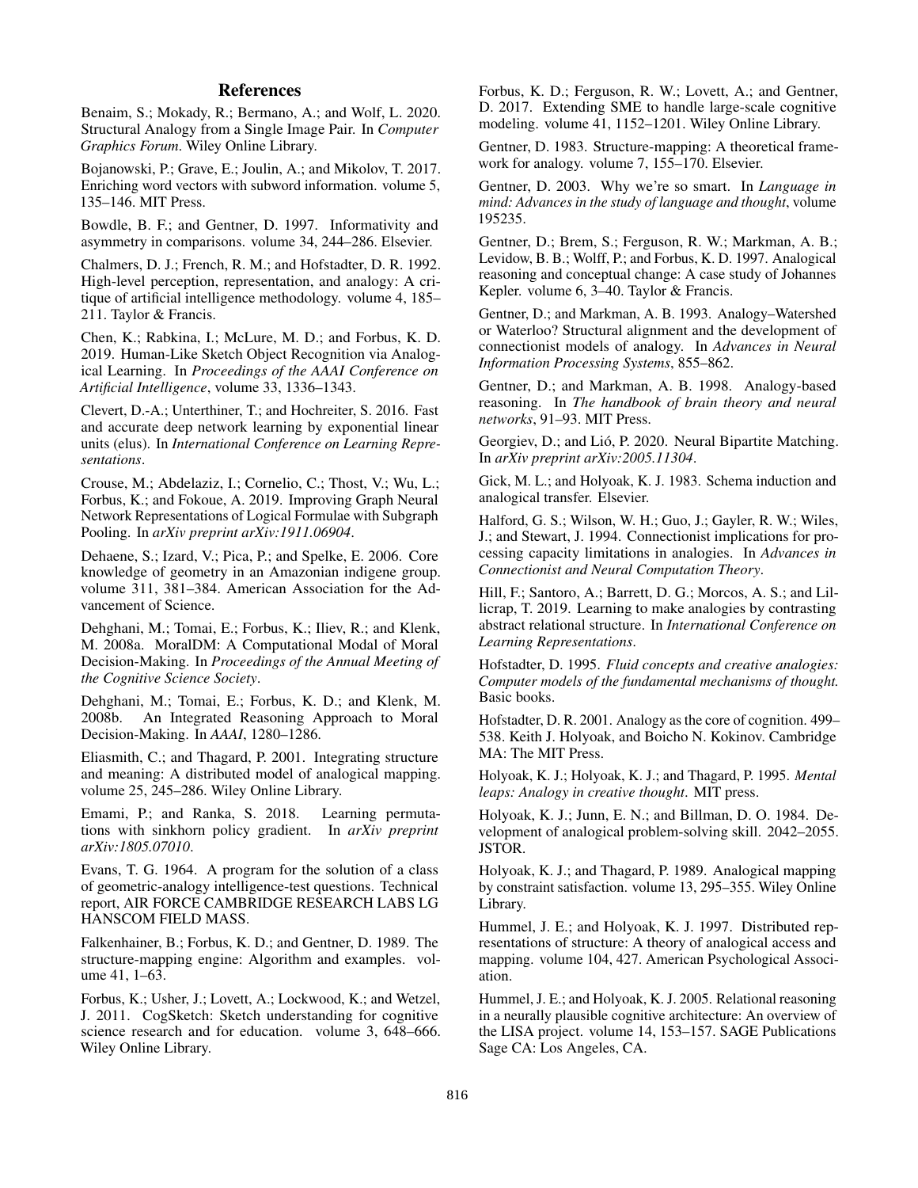## References

Benaim, S.; Mokady, R.; Bermano, A.; and Wolf, L. 2020. Structural Analogy from a Single Image Pair. In *Computer Graphics Forum*. Wiley Online Library.

Bojanowski, P.; Grave, E.; Joulin, A.; and Mikolov, T. 2017. Enriching word vectors with subword information. volume 5, 135–146. MIT Press.

Bowdle, B. F.; and Gentner, D. 1997. Informativity and asymmetry in comparisons. volume 34, 244–286. Elsevier.

Chalmers, D. J.; French, R. M.; and Hofstadter, D. R. 1992. High-level perception, representation, and analogy: A critique of artificial intelligence methodology. volume 4, 185–211. Taylor & Francis.

Chen, K.; Rabkina, I.; McLure, M. D.; and Forbus, K. D. 2019. Human-Like Sketch Object Recognition via Analogical Learning. In *Proceedings of the AAAI Conference on Artificial Intelligence*, volume 33, 1336–1343.

Clevert, D.-A.; Unterthiner, T.; and Hochreiter, S. 2016. Fast and accurate deep network learning by exponential linear units (elus). In *International Conference on Learning Representations*.

Crouse, M.; Abdelaziz, I.; Cornelio, C.; Thost, V.; Wu, L.; Forbus, K.; and Fokoue, A. 2019. Improving Graph Neural Network Representations of Logical Formulae with Subgraph Pooling. In *arXiv preprint arXiv:1911.06904*.

Dehaene, S.; Izard, V.; Pica, P.; and Spelke, E. 2006. Core knowledge of geometry in an Amazonian indigene group. volume 311, 381–384. American Association for the Advancement of Science.

Dehghani, M.; Tomai, E.; Forbus, K.; Iliev, R.; and Klenk, M. 2008a. MoralDM: A Computational Modal of Moral Decision-Making. In *Proceedings of the Annual Meeting of the Cognitive Science Society*.

Dehghani, M.; Tomai, E.; Forbus, K. D.; and Klenk, M. 2008b. An Integrated Reasoning Approach to Moral Decision-Making. In *AAAI*, 1280–1286.

Eliasmith, C.; and Thagard, P. 2001. Integrating structure and meaning: A distributed model of analogical mapping. volume 25, 245–286. Wiley Online Library.

Emami, P.; and Ranka, S. 2018. Learning permutations with sinkhorn policy gradient. In *arXiv preprint arXiv:1805.07010*.

Evans, T. G. 1964. A program for the solution of a class of geometric-analogy intelligence-test questions. Technical report, AIR FORCE CAMBRIDGE RESEARCH LABS LG HANSCOM FIELD MASS.

Falkenhainer, B.; Forbus, K. D.; and Gentner, D. 1989. The structure-mapping engine: Algorithm and examples. volume 41, 1–63.

Forbus, K.; Usher, J.; Lovett, A.; Lockwood, K.; and Wetzel, J. 2011. CogSketch: Sketch understanding for cognitive science research and for education. volume 3, 648–666. Wiley Online Library.

Forbus, K. D.; Ferguson, R. W.; Lovett, A.; and Gentner, D. 2017. Extending SME to handle large-scale cognitive modeling. volume 41, 1152–1201. Wiley Online Library.

Gentner, D. 1983. Structure-mapping: A theoretical framework for analogy. volume 7, 155–170. Elsevier.

Gentner, D. 2003. Why we're so smart. In *Language in mind: Advances in the study of language and thought*, volume 195235.

Gentner, D.; Brem, S.; Ferguson, R. W.; Markman, A. B.; Levidow, B. B.; Wolff, P.; and Forbus, K. D. 1997. Analogical reasoning and conceptual change: A case study of Johannes Kepler. volume 6, 3–40. Taylor & Francis.

Gentner, D.; and Markman, A. B. 1993. Analogy–Watershed or Waterloo? Structural alignment and the development of connectionist models of analogy. In *Advances in Neural Information Processing Systems*, 855–862.

Gentner, D.; and Markman, A. B. 1998. Analogy-based reasoning. In *The handbook of brain theory and neural networks*, 91–93. MIT Press.

Georgiev, D.; and Lió, P. 2020. Neural Bipartite Matching. In *arXiv preprint arXiv:2005.11304*.

Gick, M. L.; and Holyoak, K. J. 1983. Schema induction and analogical transfer. Elsevier.

Halford, G. S.; Wilson, W. H.; Guo, J.; Gayler, R. W.; Wiles, J.; and Stewart, J. 1994. Connectionist implications for processing capacity limitations in analogies. In *Advances in Connectionist and Neural Computation Theory*.

Hill, F.; Santoro, A.; Barrett, D. G.; Morcos, A. S.; and Lillicrap, T. 2019. Learning to make analogies by contrasting abstract relational structure. In *International Conference on Learning Representations*.

Hofstadter, D. 1995. *Fluid concepts and creative analogies: Computer models of the fundamental mechanisms of thought.* Basic books.

Hofstadter, D. R. 2001. Analogy as the core of cognition. 499–538. Keith J. Holyoak, and Boicho N. Kokinov. Cambridge MA: The MIT Press.

Holyoak, K. J.; Holyoak, K. J.; and Thagard, P. 1995. *Mental leaps: Analogy in creative thought*. MIT press.

Holyoak, K. J.; Junn, E. N.; and Billman, D. O. 1984. Development of analogical problem-solving skill. 2042–2055. JSTOR.

Holyoak, K. J.; and Thagard, P. 1989. Analogical mapping by constraint satisfaction. volume 13, 295–355. Wiley Online Library.

Hummel, J. E.; and Holyoak, K. J. 1997. Distributed representations of structure: A theory of analogical access and mapping. volume 104, 427. American Psychological Association.

Hummel, J. E.; and Holyoak, K. J. 2005. Relational reasoning in a neurally plausible cognitive architecture: An overview of the LISA project. volume 14, 153–157. SAGE Publications Sage CA: Los Angeles, CA.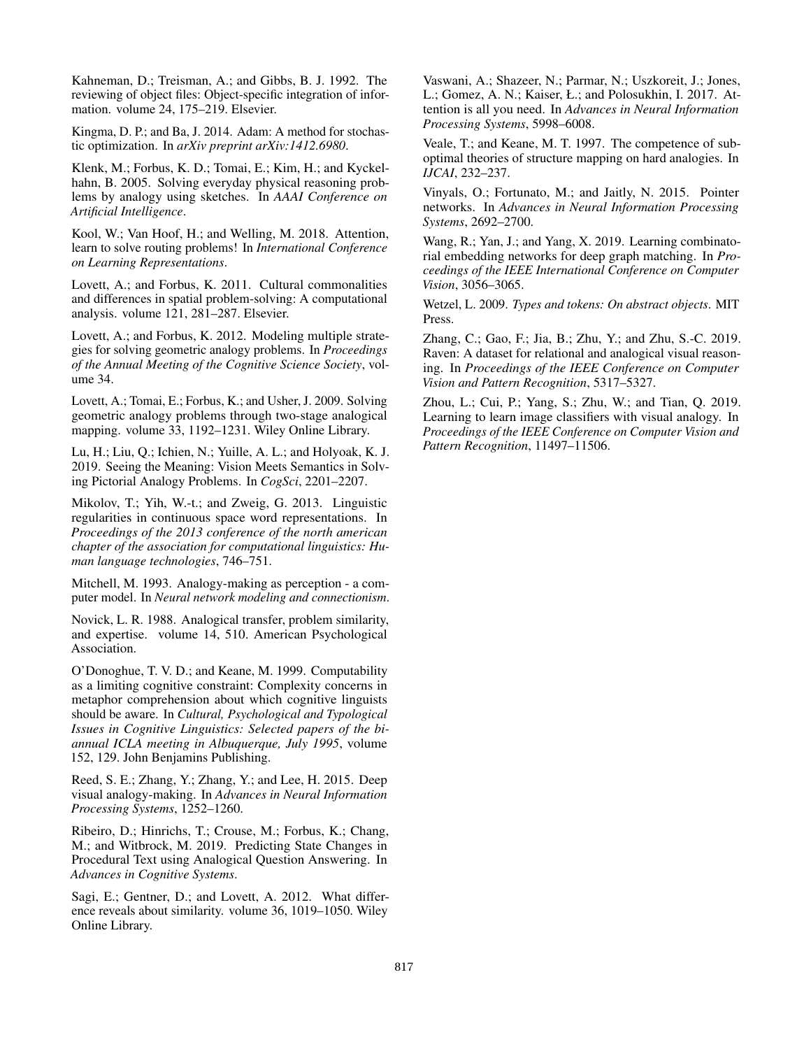Kahneman, D.; Treisman, A.; and Gibbs, B. J. 1992. The reviewing of object files: Object-specific integration of information. volume 24, 175–219. Elsevier.

Kingma, D. P.; and Ba, J. 2014. Adam: A method for stochastic optimization. In *arXiv preprint arXiv:1412.6980*.

Klenk, M.; Forbus, K. D.; Tomai, E.; Kim, H.; and Kyckelhahn, B. 2005. Solving everyday physical reasoning problems by analogy using sketches. In *AAAI Conference on Artificial Intelligence*.

Kool, W.; Van Hoof, H.; and Welling, M. 2018. Attention, learn to solve routing problems! In *International Conference on Learning Representations*.

Lovett, A.; and Forbus, K. 2011. Cultural commonalities and differences in spatial problem-solving: A computational analysis. volume 121, 281–287. Elsevier.

Lovett, A.; and Forbus, K. 2012. Modeling multiple strategies for solving geometric analogy problems. In *Proceedings of the Annual Meeting of the Cognitive Science Society*, volume 34.

Lovett, A.; Tomai, E.; Forbus, K.; and Usher, J. 2009. Solving geometric analogy problems through two-stage analogical mapping. volume 33, 1192–1231. Wiley Online Library.

Lu, H.; Liu, Q.; Ichien, N.; Yuille, A. L.; and Holyoak, K. J. 2019. Seeing the Meaning: Vision Meets Semantics in Solving Pictorial Analogy Problems. In *CogSci*, 2201–2207.

Mikolov, T.; Yih, W.-t.; and Zweig, G. 2013. Linguistic regularities in continuous space word representations. In *Proceedings of the 2013 conference of the north american chapter of the association for computational linguistics: Human language technologies*, 746–751.

Mitchell, M. 1993. Analogy-making as perception - a computer model. In *Neural network modeling and connectionism*.

Novick, L. R. 1988. Analogical transfer, problem similarity, and expertise. volume 14, 510. American Psychological Association.

O'Donoghue, T. V. D.; and Keane, M. 1999. Computability as a limiting cognitive constraint: Complexity concerns in metaphor comprehension about which cognitive linguists should be aware. In *Cultural, Psychological and Typological Issues in Cognitive Linguistics: Selected papers of the bi-annual ICLA meeting in Albuquerque, July 1995*, volume 152, 129. John Benjamins Publishing.

Reed, S. E.; Zhang, Y.; Zhang, Y.; and Lee, H. 2015. Deep visual analogy-making. In *Advances in Neural Information Processing Systems*, 1252–1260.

Ribeiro, D.; Hinrichs, T.; Crouse, M.; Forbus, K.; Chang, M.; and Witbrock, M. 2019. Predicting State Changes in Procedural Text using Analogical Question Answering. In *Advances in Cognitive Systems*.

Sagi, E.; Gentner, D.; and Lovett, A. 2012. What difference reveals about similarity. volume 36, 1019–1050. Wiley Online Library.

Vaswani, A.; Shazeer, N.; Parmar, N.; Uszkoreit, J.; Jones, L.; Gomez, A. N.; Kaiser, Ł.; and Polosukhin, I. 2017. Attention is all you need. In *Advances in Neural Information Processing Systems*, 5998–6008.

Veale, T.; and Keane, M. T. 1997. The competence of sub-optimal theories of structure mapping on hard analogies. In *IJCAI*, 232–237.

Vinyals, O.; Fortunato, M.; and Jaitly, N. 2015. Pointer networks. In *Advances in Neural Information Processing Systems*, 2692–2700.

Wang, R.; Yan, J.; and Yang, X. 2019. Learning combinatorial embedding networks for deep graph matching. In *Proceedings of the IEEE International Conference on Computer Vision*, 3056–3065.

Wetzel, L. 2009. *Types and tokens: On abstract objects*. MIT Press.

Zhang, C.; Gao, F.; Jia, B.; Zhu, Y.; and Zhu, S.-C. 2019. Raven: A dataset for relational and analogical visual reasoning. In *Proceedings of the IEEE Conference on Computer Vision and Pattern Recognition*, 5317–5327.

Zhou, L.; Cui, P.; Yang, S.; Zhu, W.; and Tian, Q. 2019. Learning to learn image classifiers with visual analogy. In *Proceedings of the IEEE Conference on Computer Vision and Pattern Recognition*, 11497–11506.